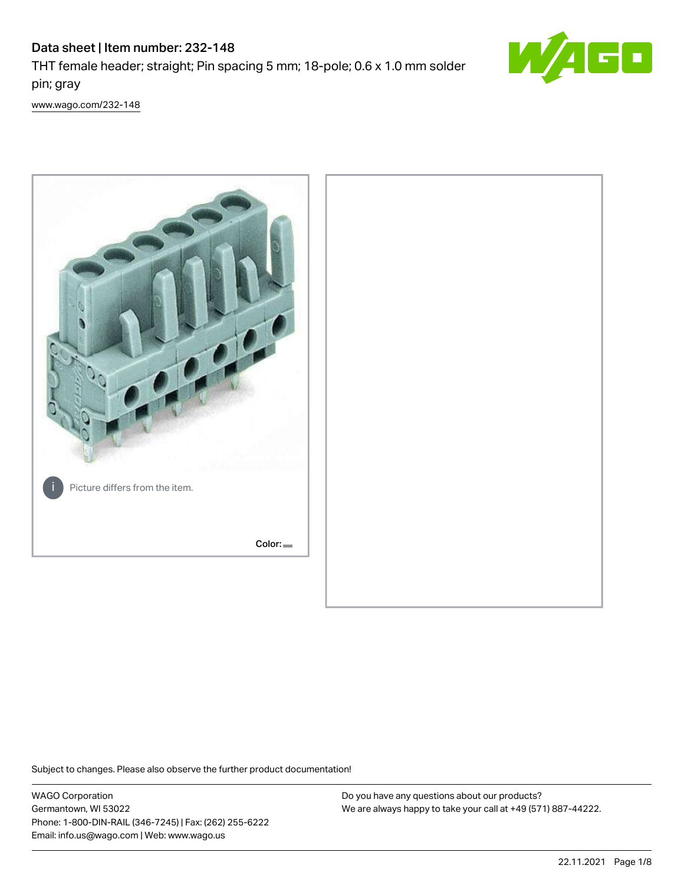# Data sheet | Item number: 232-148

THT female header; straight; Pin spacing 5 mm; 18-pole; 0.6 x 1.0 mm solder pin; gray

[www.wago.com/232-148](http://www.wago.com/232-148)

Picture differs from the item.

Color:

Subject to changes. Please also observe the further product documentation!

WAGO Corporation
Germantown, WI 53022
Phone: 1-800-DIN-RAIL (346-7245) | Fax: (262) 255-6222
Email: info.us@wago.com | Web: www.wago.us

Do you have any questions about our products?
We are always happy to take your call at +49 (571) 887-44222.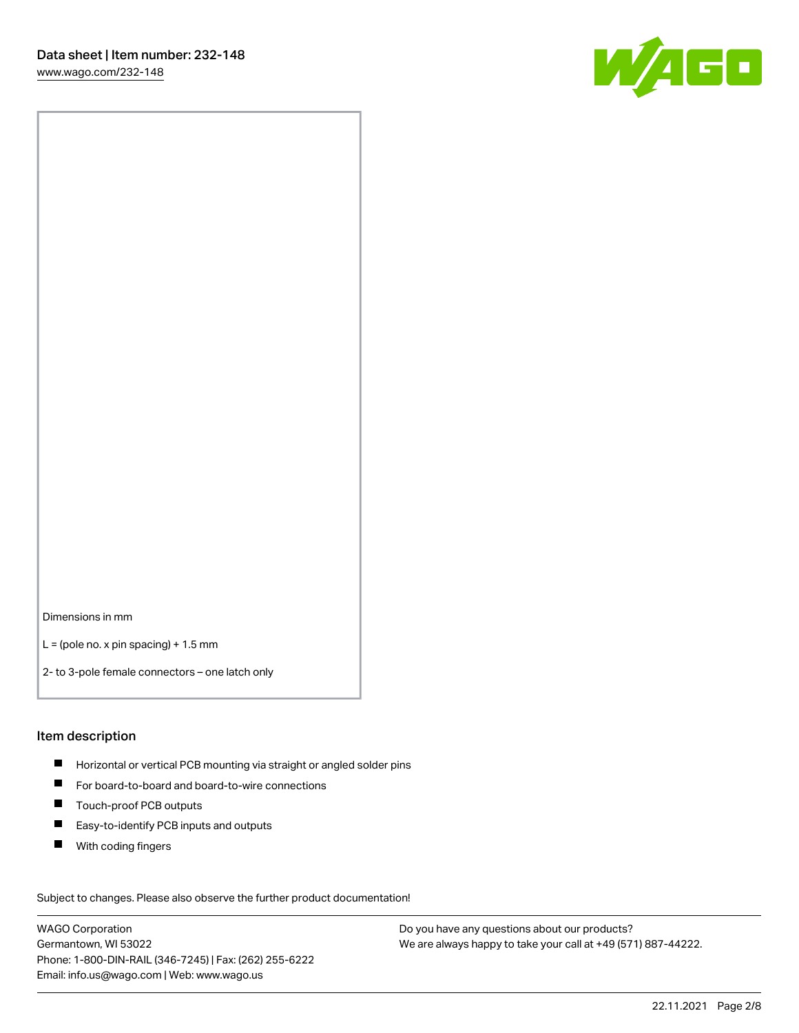Dimensions in mm

L = (pole no. x pin spacing) + 1.5 mm

2- to 3-pole female connectors – one latch only

## Item description

- Horizontal or vertical PCB mounting via straight or angled solder pins
- For board-to-board and board-to-wire connections
- Touch-proof PCB outputs
- Easy-to-identify PCB inputs and outputs
- With coding fingers

Subject to changes. Please also observe the further product documentation!

WAGO Corporation
Germantown, WI 53022
Phone: 1-800-DIN-RAIL (346-7245) | Fax: (262) 255-6222
Email: info.us@wago.com | Web: www.wago.us

Do you have any questions about our products?
We are always happy to take your call at +49 (571) 887-44222.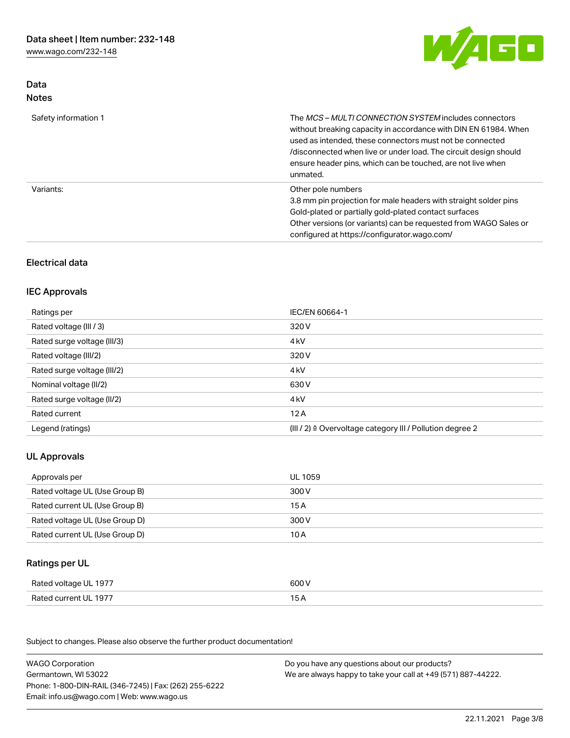## Data
### Notes

| | |
|---|---|
| Safety information 1 | The *MCS – MULTI CONNECTION SYSTEM* includes connectors without breaking capacity in accordance with DIN EN 61984. When used as intended, these connectors must not be connected /disconnected when live or under load. The circuit design should ensure header pins, which can be touched, are not live when unmated. |
| Variants: | Other pole numbers<br>3.8 mm pin projection for male headers with straight solder pins<br>Gold-plated or partially gold-plated contact surfaces<br>Other versions (or variants) can be requested from WAGO Sales or configured at https://configurator.wago.com/ |

## Electrical data

### IEC Approvals

| | |
|---|---|
| Ratings per | IEC/EN 60664-1 |
| Rated voltage (III / 3) | 320 V |
| Rated surge voltage (III/3) | 4 kV |
| Rated voltage (III/2) | 320 V |
| Rated surge voltage (III/2) | 4 kV |
| Nominal voltage (II/2) | 630 V |
| Rated surge voltage (II/2) | 4 kV |
| Rated current | 12 A |
| Legend (ratings) | (III / 2) ≙ Overvoltage category III / Pollution degree 2 |

### UL Approvals

| | |
|---|---|
| Approvals per | UL 1059 |
| Rated voltage UL (Use Group B) | 300 V |
| Rated current UL (Use Group B) | 15 A |
| Rated voltage UL (Use Group D) | 300 V |
| Rated current UL (Use Group D) | 10 A |

### Ratings per UL

| | |
|---|---|
| Rated voltage UL 1977 | 600 V |
| Rated current UL 1977 | 15 A |

Subject to changes. Please also observe the further product documentation!

WAGO Corporation
Germantown, WI 53022
Phone: 1-800-DIN-RAIL (346-7245) | Fax: (262) 255-6222
Email: info.us@wago.com | Web: www.wago.us

Do you have any questions about our products?
We are always happy to take your call at +49 (571) 887-44222.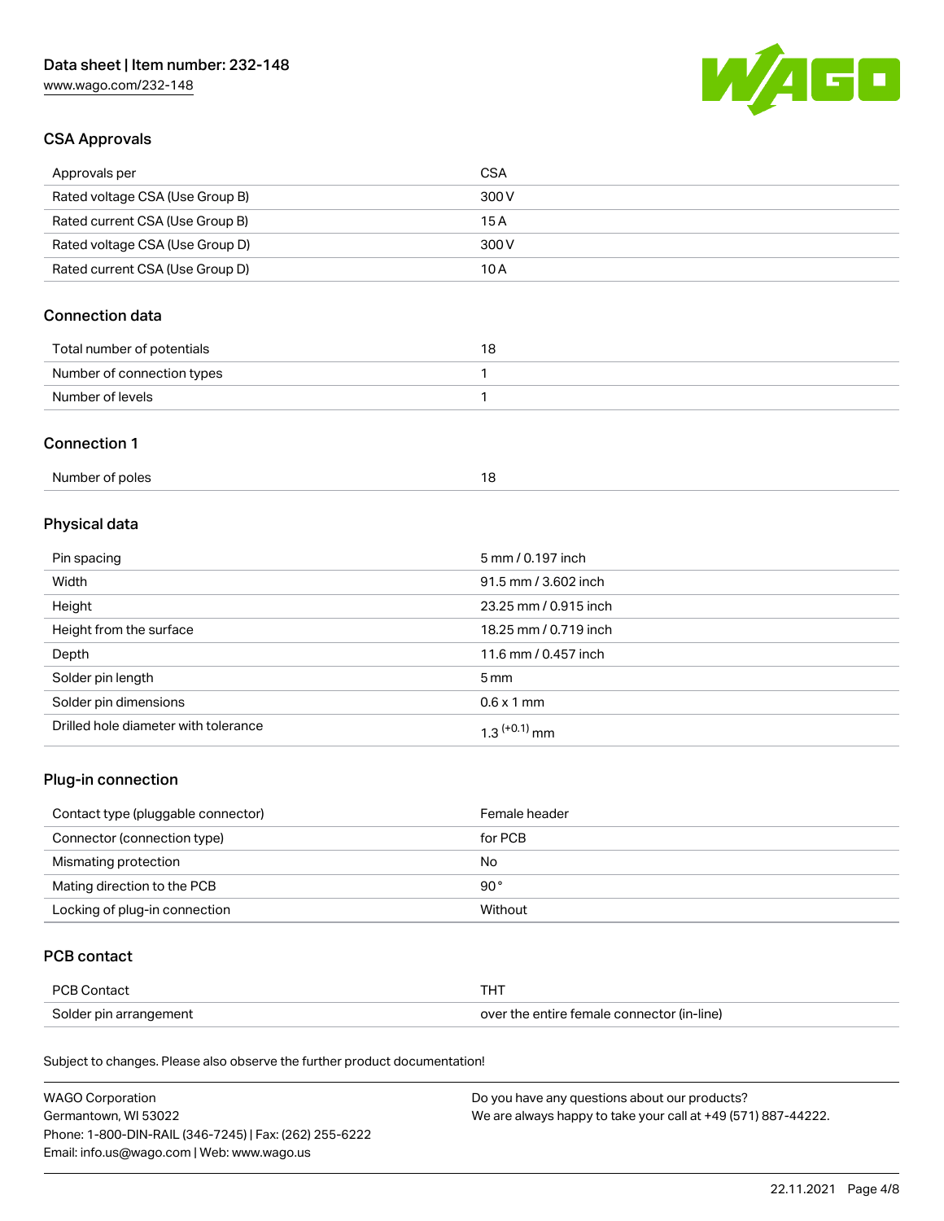## CSA Approvals

| Approvals per | CSA |
| --- | --- |
| Rated voltage CSA (Use Group B) | 300 V |
| Rated current CSA (Use Group B) | 15 A |
| Rated voltage CSA (Use Group D) | 300 V |
| Rated current CSA (Use Group D) | 10 A |

## Connection data

| Total number of potentials | 18 |
| --- | --- |
| Number of connection types | 1 |
| Number of levels | 1 |

## Connection 1

| Number of poles | 18 |
| --- | --- |

## Physical data

| Pin spacing | 5 mm / 0.197 inch |
| --- | --- |
| Width | 91.5 mm / 3.602 inch |
| Height | 23.25 mm / 0.915 inch |
| Height from the surface | 18.25 mm / 0.719 inch |
| Depth | 11.6 mm / 0.457 inch |
| Solder pin length | 5 mm |
| Solder pin dimensions | 0.6 x 1 mm |
| Drilled hole diameter with tolerance | $1.3^{(+0.1)}$ mm |

## Plug-in connection

| Contact type (pluggable connector) | Female header |
| --- | --- |
| Connector (connection type) | for PCB |
| Mismating protection | No |
| Mating direction to the PCB | 90° |
| Locking of plug-in connection | Without |

## PCB contact

| PCB Contact | THT |
| --- | --- |
| Solder pin arrangement | over the entire female connector (in-line) |

Subject to changes. Please also observe the further product documentation!

WAGO Corporation
Germantown, WI 53022
Phone: 1-800-DIN-RAIL (346-7245) | Fax: (262) 255-6222
Email: info.us@wago.com | Web: www.wago.us

Do you have any questions about our products?
We are always happy to take your call at +49 (571) 887-44222.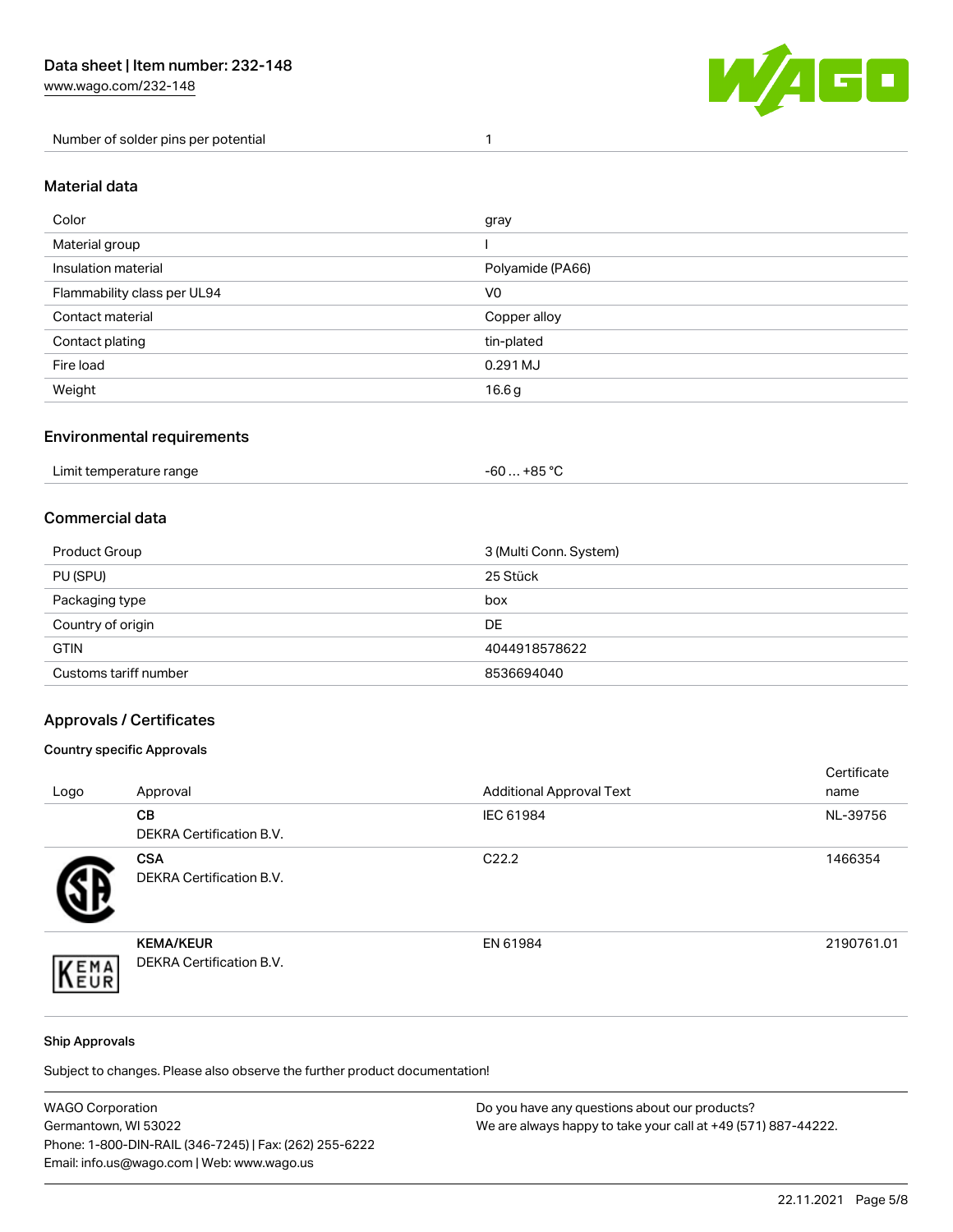| Number of solder pins per potential | 1 |
| --- | --- |

## Material data

| Color | gray |
| --- | --- |
| Material group | I |
| Insulation material | Polyamide (PA66) |
| Flammability class per UL94 | V0 |
| Contact material | Copper alloy |
| Contact plating | tin-plated |
| Fire load | 0.291 MJ |
| Weight | 16.6 g |

## Environmental requirements

| Limit temperature range | -60 … +85 °C |
| --- | --- |

## Commercial data

| Product Group | 3 (Multi Conn. System) |
| --- | --- |
| PU (SPU) | 25 Stück |
| Packaging type | box |
| Country of origin | DE |
| GTIN | 4044918578622 |
| Customs tariff number | 8536694040 |

## Approvals / Certificates

### Country specific Approvals

| Logo | Approval | Additional Approval Text | Certificate name |
| --- | --- | --- | --- |
| | **CB**<br>DEKRA Certification B.V. | IEC 61984 | NL-39756 |
| | **CSA**<br>DEKRA Certification B.V. | C22.2 | 1466354 |
| | **KEMA/KEUR**<br>DEKRA Certification B.V. | EN 61984 | 2190761.01 |

### Ship Approvals

Subject to changes. Please also observe the further product documentation!

WAGO Corporation
Germantown, WI 53022
Phone: 1-800-DIN-RAIL (346-7245) | Fax: (262) 255-6222
Email: info.us@wago.com | Web: www.wago.us

Do you have any questions about our products?
We are always happy to take your call at +49 (571) 887-44222.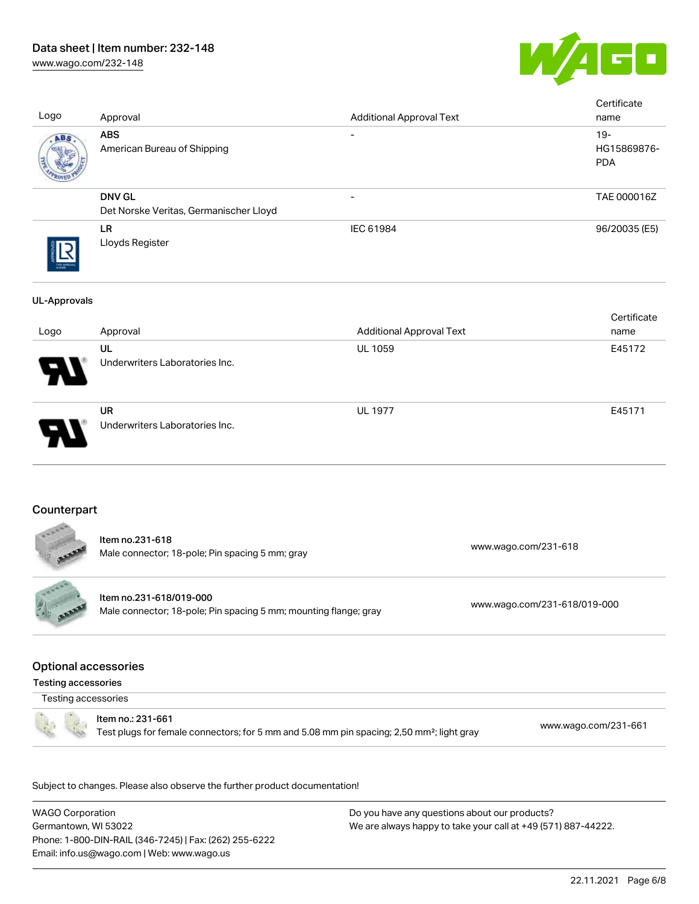| Logo | Approval | Additional Approval Text | Certificate name |
|---|---|---|---|
| | **ABS** American Bureau of Shipping | - | 19-HG15869876-PDA |
| | **DNV GL** Det Norske Veritas, Germanischer Lloyd | - | TAE 000016Z |
| | **LR** Lloyds Register | IEC 61984 | 96/20035 (E5) |

### UL-Approvals

| Logo | Approval | Additional Approval Text | Certificate name |
|---|---|---|---|
| | **UL** Underwriters Laboratories Inc. | UL 1059 | E45172 |
| | **UR** Underwriters Laboratories Inc. | UL 1977 | E45171 |

## Counterpart

| | | |
|---|---|---|
| | **Item no.231-618** Male connector; 18-pole; Pin spacing 5 mm; gray | www.wago.com/231-618 |
| | **Item no.231-618/019-000** Male connector; 18-pole; Pin spacing 5 mm; mounting flange; gray | www.wago.com/231-618/019-000 |

## Optional accessories

### Testing accessories

Testing accessories

| | | |
|---|---|---|
| | Item no.: 231-661 Test plugs for female connectors; for 5 mm and 5.08 mm pin spacing; 2,50 mm²; light gray | www.wago.com/231-661 |

Subject to changes. Please also observe the further product documentation!

WAGO Corporation
Germantown, WI 53022
Phone: 1-800-DIN-RAIL (346-7245) | Fax: (262) 255-6222
Email: info.us@wago.com | Web: www.wago.us

Do you have any questions about our products?
We are always happy to take your call at +49 (571) 887-44222.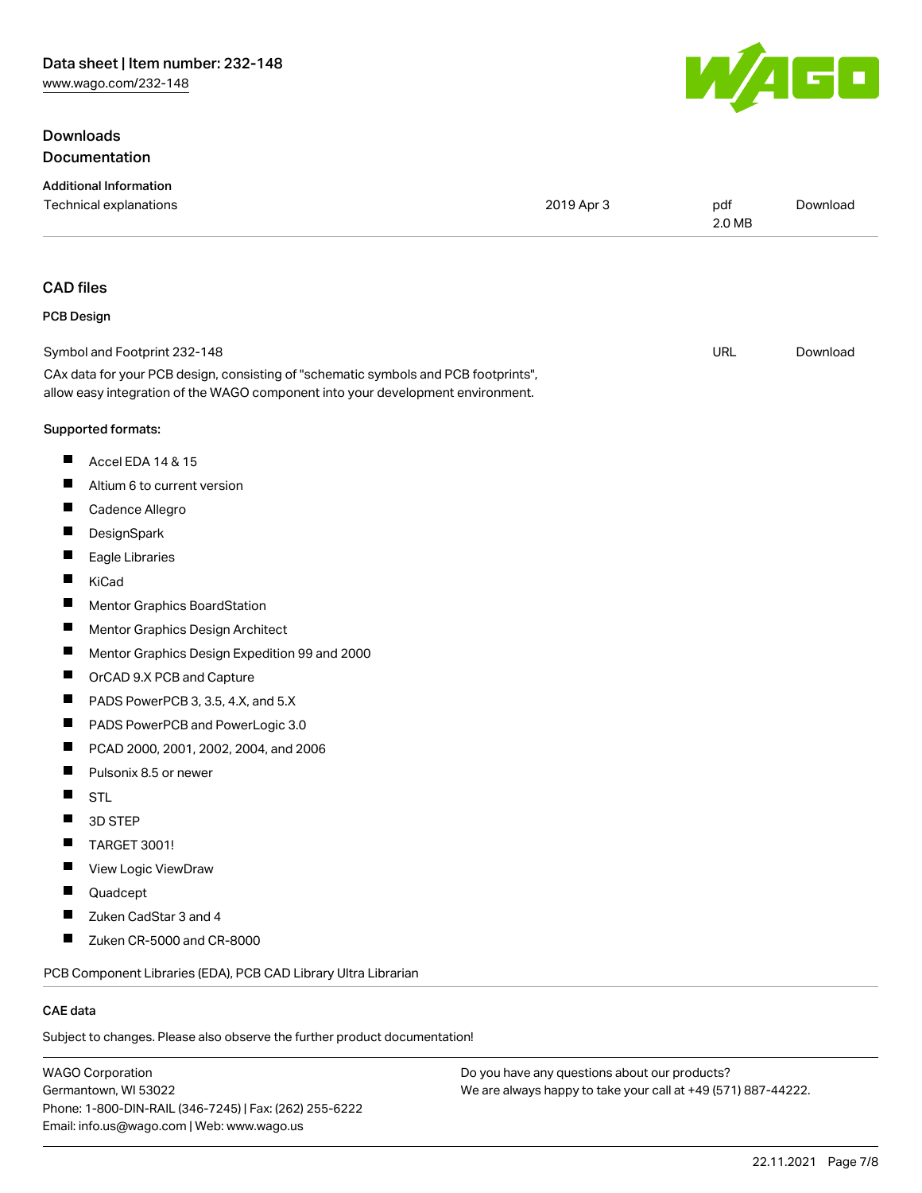## Downloads

## Documentation

### Additional Information

| | | | |
|---|---|---|---|
| Technical explanations | 2019 Apr 3 | pdf 2.0 MB | Download |

## CAD files

### PCB Design

| | | |
|---|---|---|
| Symbol and Footprint 232-148 | URL | Download |

CAx data for your PCB design, consisting of "schematic symbols and PCB footprints", allow easy integration of the WAGO component into your development environment.

**Supported formats:**

- Accel EDA 14 & 15
- Altium 6 to current version
- Cadence Allegro
- DesignSpark
- Eagle Libraries
- KiCad
- Mentor Graphics BoardStation
- Mentor Graphics Design Architect
- Mentor Graphics Design Expedition 99 and 2000
- OrCAD 9.X PCB and Capture
- PADS PowerPCB 3, 3.5, 4.X, and 5.X
- PADS PowerPCB and PowerLogic 3.0
- PCAD 2000, 2001, 2002, 2004, and 2006
- Pulsonix 8.5 or newer
- STL
- 3D STEP
- TARGET 3001!
- View Logic ViewDraw
- Quadcept
- Zuken CadStar 3 and 4
- Zuken CR-5000 and CR-8000

PCB Component Libraries (EDA), PCB CAD Library Ultra Librarian

### CAE data

Subject to changes. Please also observe the further product documentation!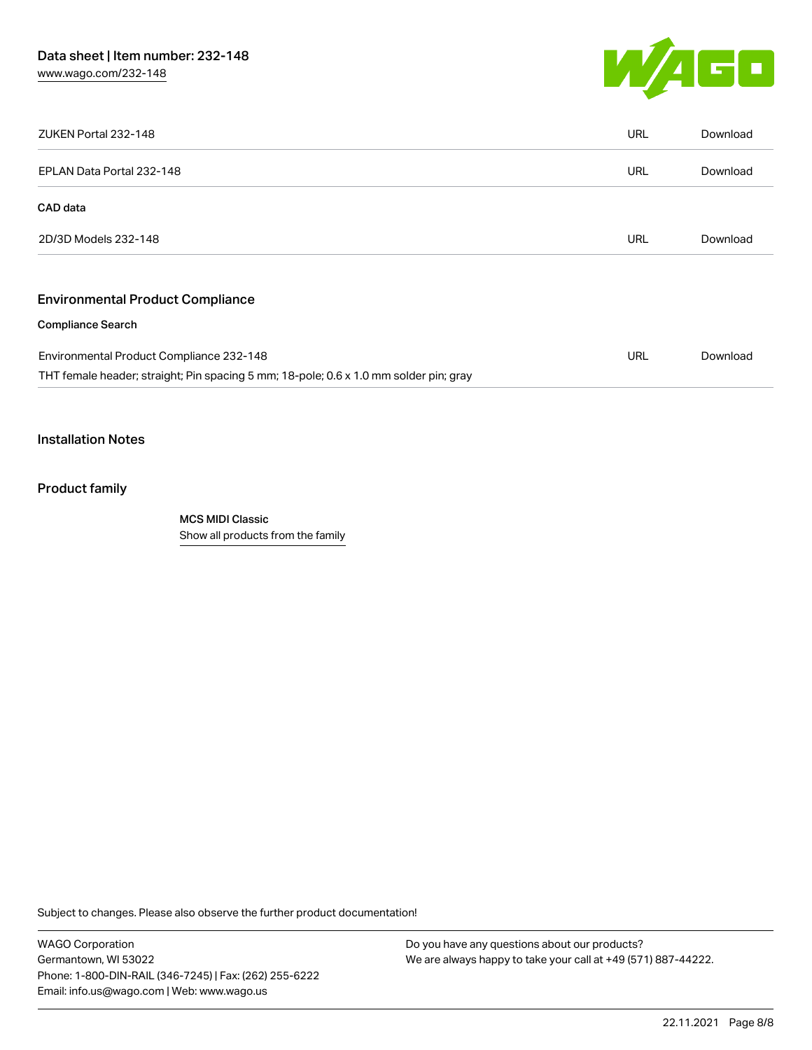| | | |
|---|---|---|
| ZUKEN Portal 232-148 | URL | Download |
| EPLAN Data Portal 232-148 | URL | Download |

**CAD data**

| | | |
|---|---|---|
| 2D/3D Models 232-148 | URL | Download |

## Environmental Product Compliance

**Compliance Search**

| | | |
|---|---|---|
| Environmental Product Compliance 232-148<br>THT female header; straight; Pin spacing 5 mm; 18-pole; 0.6 x 1.0 mm solder pin; gray | URL | Download |

## Installation Notes

## Product family

**MCS MIDI Classic**
Show all products from the family

Subject to changes. Please also observe the further product documentation!

WAGO Corporation
Germantown, WI 53022
Phone: 1-800-DIN-RAIL (346-7245) | Fax: (262) 255-6222
Email: info.us@wago.com | Web: www.wago.us

Do you have any questions about our products?
We are always happy to take your call at +49 (571) 887-44222.

22.11.2021